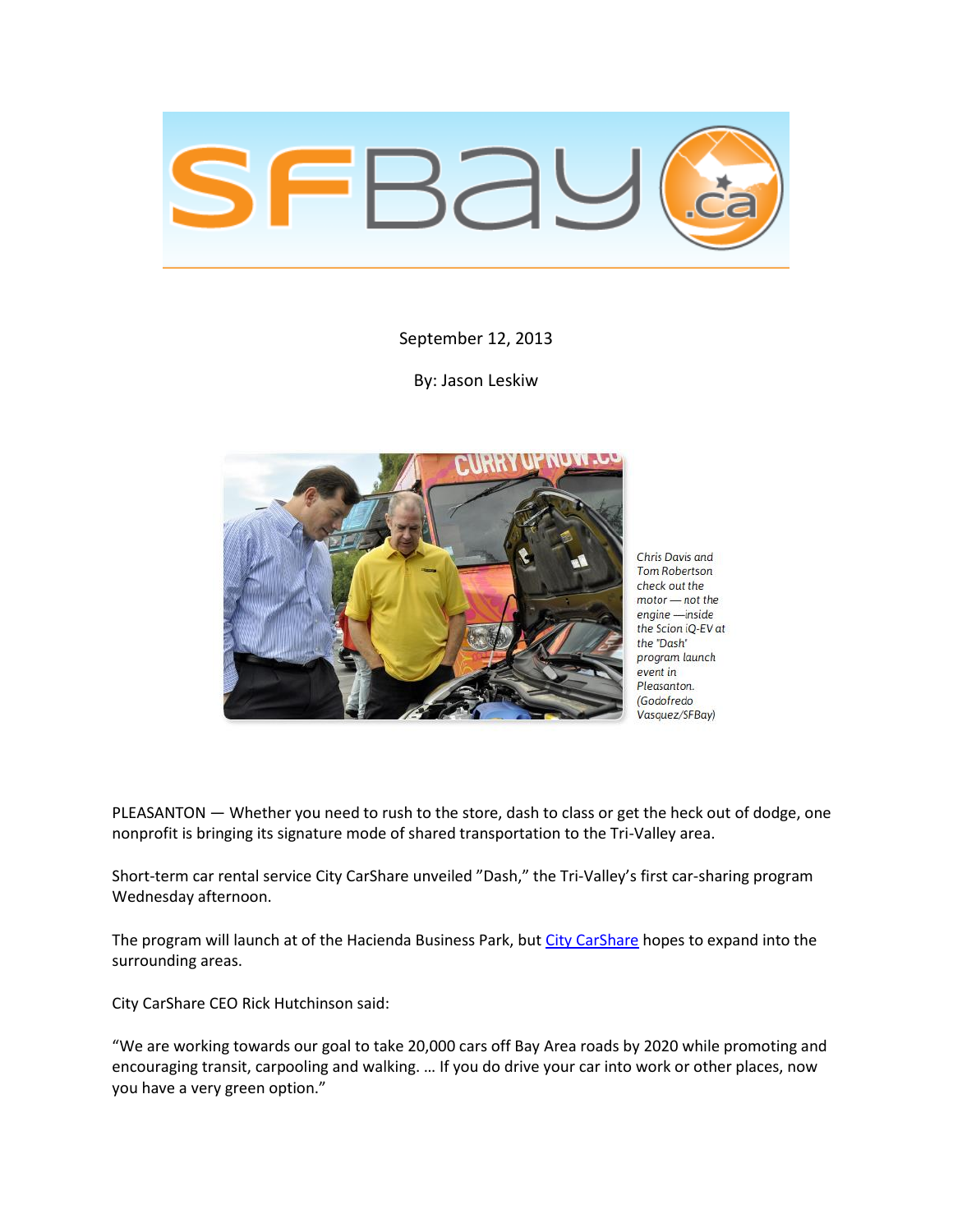September 12, 2013

By: Jason Leskiw

Chris Davis and Tom Robertson check out the motor — not the engine —inside the Scion iQ-EV at the "Dash" program launch event in Pleasanton. (Godofredo Vasquez/SFBay)

PLEASANTON — Whether you need to rush to the store, dash to class or get the heck out of dodge, one nonprofit is bringing its signature mode of shared transportation to the Tri-Valley area.

Short-term car rental service City CarShare unveiled "Dash," the Tri-Valley's first car-sharing program Wednesday afternoon.

The program will launch at of the Hacienda Business Park, but City CarShare hopes to expand into the surrounding areas.

City CarShare CEO Rick Hutchinson said:

"We are working towards our goal to take 20,000 cars off Bay Area roads by 2020 while promoting and encouraging transit, carpooling and walking. … If you do drive your car into work or other places, now you have a very green option."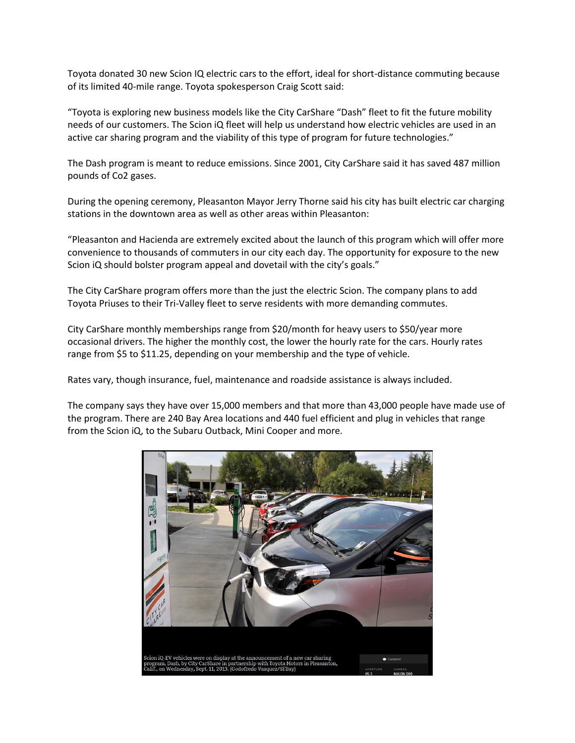Toyota donated 30 new Scion IQ electric cars to the effort, ideal for short-distance commuting because of its limited 40-mile range. Toyota spokesperson Craig Scott said:

"Toyota is exploring new business models like the City CarShare "Dash" fleet to fit the future mobility needs of our customers. The Scion iQ fleet will help us understand how electric vehicles are used in an active car sharing program and the viability of this type of program for future technologies."

The Dash program is meant to reduce emissions. Since 2001, City CarShare said it has saved 487 million pounds of Co2 gases.

During the opening ceremony, Pleasanton Mayor Jerry Thorne said his city has built electric car charging stations in the downtown area as well as other areas within Pleasanton:

"Pleasanton and Hacienda are extremely excited about the launch of this program which will offer more convenience to thousands of commuters in our city each day. The opportunity for exposure to the new Scion iQ should bolster program appeal and dovetail with the city's goals."

The City CarShare program offers more than the just the electric Scion. The company plans to add Toyota Priuses to their Tri-Valley fleet to serve residents with more demanding commutes.

City CarShare monthly memberships range from $20/month for heavy users to $50/year more occasional drivers. The higher the monthly cost, the lower the hourly rate for the cars. Hourly rates range from $5 to $11.25, depending on your membership and the type of vehicle.

Rates vary, though insurance, fuel, maintenance and roadside assistance is always included.

The company says they have over 15,000 members and that more than 43,000 people have made use of the program. There are 240 Bay Area locations and 440 fuel efficient and plug in vehicles that range from the Scion iQ, to the Subaru Outback, Mini Cooper and more.

Scion iQ-EV vehicles were on display at the announcement of a new car sharing program, Dash, by City CarShare in partnership with Toyota Motors in Pleasanton, Calif., on Wednesday, Sept. 11, 2013. (Godofredo Vasquez/SFBay)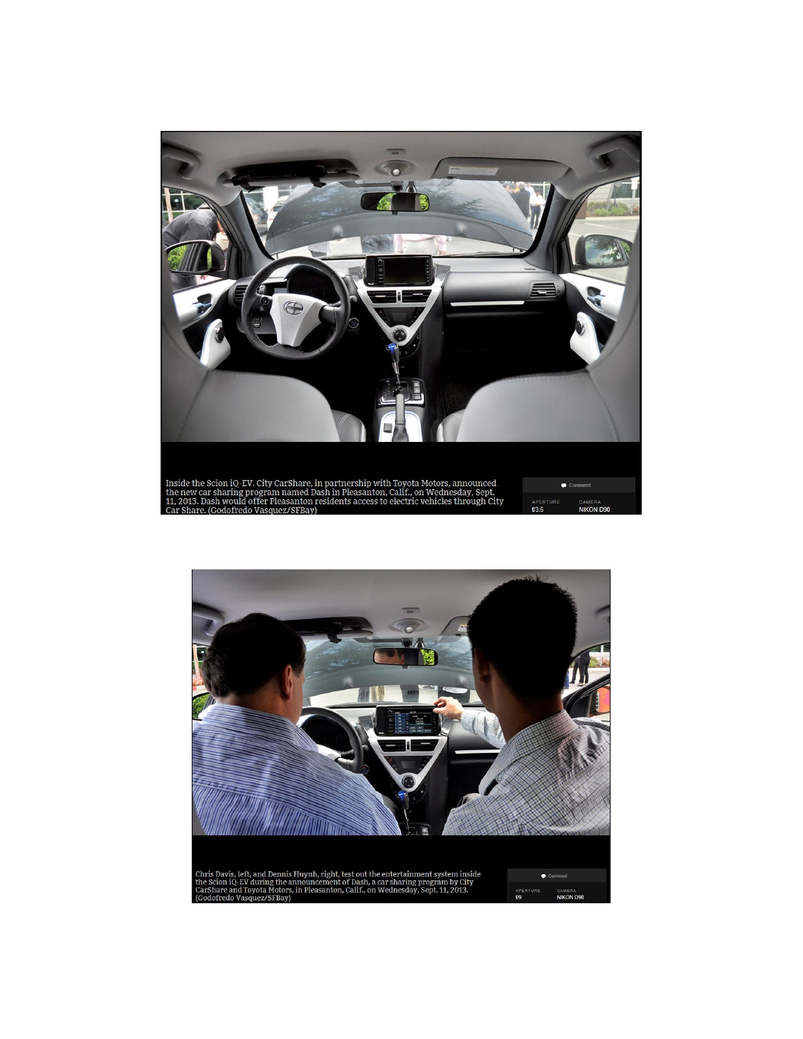Inside the Scion iQ-EV. City CarShare, in partnership with Toyota Motors, announced the new car sharing program named Dash in Pleasanton, Calif., on Wednesday, Sept. 11, 2013. Dash would offer Pleasanton residents access to electric vehicles through City Car Share. (Godofredo Vasquez/SFBay)

Comment

APERTURE f/3.5

CAMERA NIKON D90

Chris Davis, left, and Dennis Huynh, right, test out the entertainment system inside the Scion iQ-EV during the announcement of Dash, a car sharing program by City CarShare and Toyota Motors, in Pleasanton, Calif., on Wednesday, Sept. 11, 2013. (Godofredo Vasquez/SFBay)

Comment

APERTURE f/9

CAMERA NIKON D90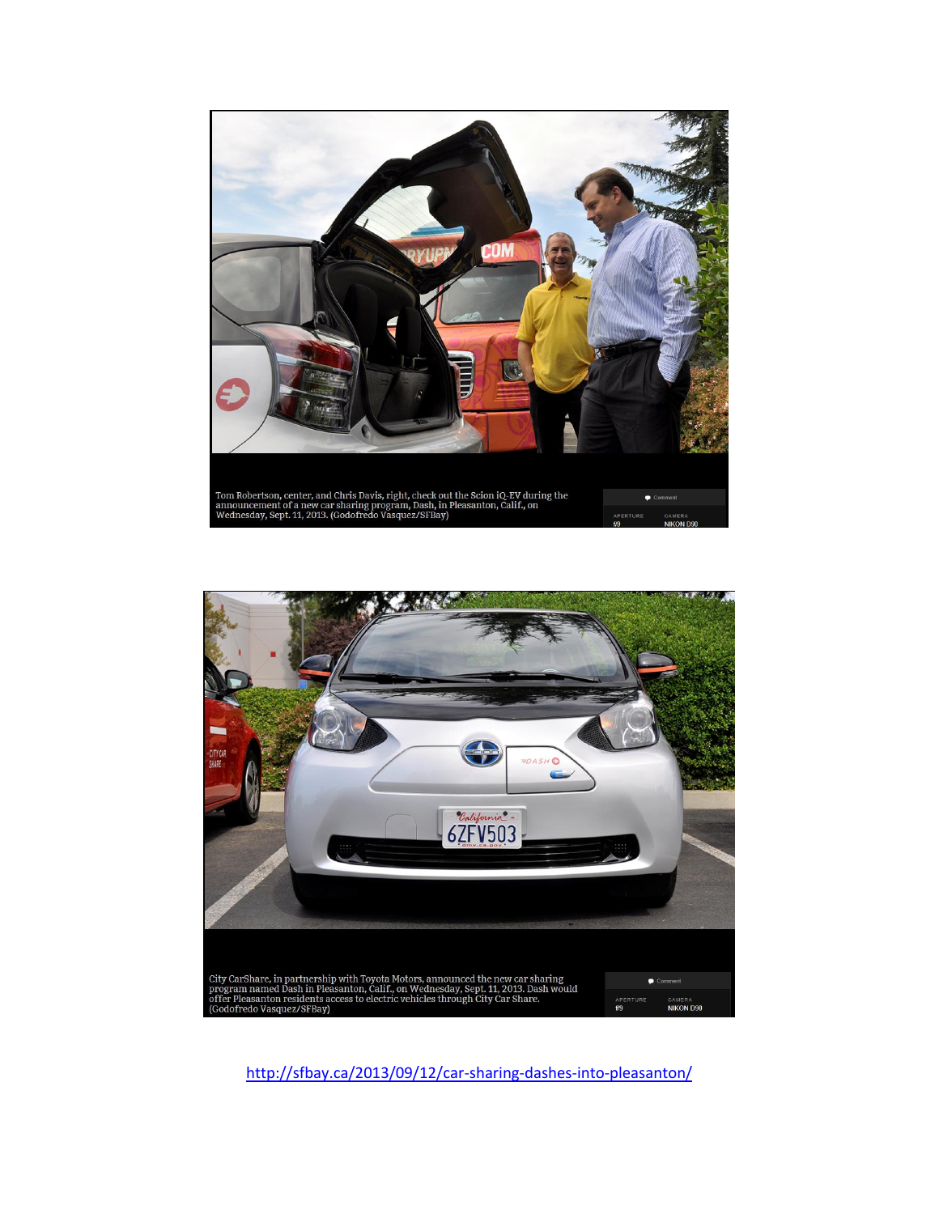Tom Robertson, center, and Chris Davis, right, check out the Scion iQ-EV during the announcement of a new car sharing program, Dash, in Pleasanton, Calif., on Wednesday, Sept. 11, 2013. (Godofredo Vasquez/SFBay)

Comment

APERTURE f/9 CAMERA NIKON D90

City CarShare, in partnership with Toyota Motors, announced the new car sharing program named Dash in Pleasanton, Calif., on Wednesday, Sept. 11, 2013. Dash would offer Pleasanton residents access to electric vehicles through City Car Share. (Godofredo Vasquez/SFBay)

Comment

APERTURE f/9 CAMERA NIKON D90

http://sfbay.ca/2013/09/12/car-sharing-dashes-into-pleasanton/